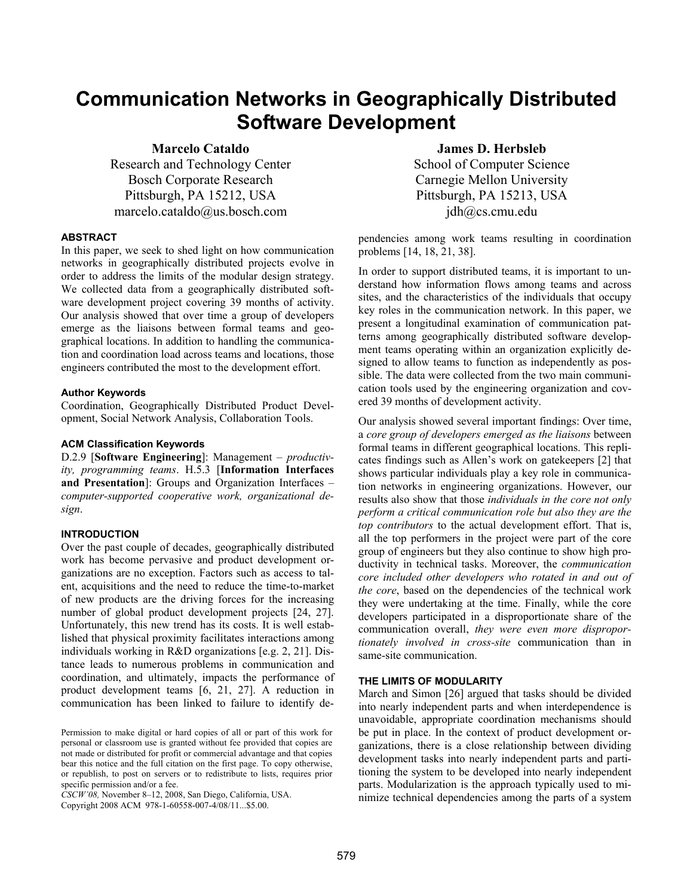# Communication Networks in Geographically Distributed Software Development

**Marcelo Cataldo**
Research and Technology Center
Bosch Corporate Research
Pittsburgh, PA 15212, USA
marcelo.cataldo@us.bosch.com

**James D. Herbsleb**
School of Computer Science
Carnegie Mellon University
Pittsburgh, PA 15213, USA
jdh@cs.cmu.edu

### ABSTRACT

In this paper, we seek to shed light on how communication networks in geographically distributed projects evolve in order to address the limits of the modular design strategy. We collected data from a geographically distributed software development project covering 39 months of activity. Our analysis showed that over time a group of developers emerge as the liaisons between formal teams and geographical locations. In addition to handling the communication and coordination load across teams and locations, those engineers contributed the most to the development effort.

#### Author Keywords

Coordination, Geographically Distributed Product Development, Social Network Analysis, Collaboration Tools.

#### ACM Classification Keywords

D.2.9 [**Software Engineering**]: Management – *productivity, programming teams*. H.5.3 [**Information Interfaces and Presentation**]: Groups and Organization Interfaces – *computer-supported cooperative work, organizational design*.

### INTRODUCTION

Over the past couple of decades, geographically distributed work has become pervasive and product development organizations are no exception. Factors such as access to talent, acquisitions and the need to reduce the time-to-market of new products are the driving forces for the increasing number of global product development projects [24, 27]. Unfortunately, this new trend has its costs. It is well established that physical proximity facilitates interactions among individuals working in R&D organizations [e.g. 2, 21]. Distance leads to numerous problems in communication and coordination, and ultimately, impacts the performance of product development teams [6, 21, 27]. A reduction in communication has been linked to failure to identify dependencies among work teams resulting in coordination problems [14, 18, 21, 38].

In order to support distributed teams, it is important to understand how information flows among teams and across sites, and the characteristics of the individuals that occupy key roles in the communication network. In this paper, we present a longitudinal examination of communication patterns among geographically distributed software development teams operating within an organization explicitly designed to allow teams to function as independently as possible. The data were collected from the two main communication tools used by the engineering organization and covered 39 months of development activity.

Our analysis showed several important findings: Over time, a *core group of developers emerged as the liaisons* between formal teams in different geographical locations. This replicates findings such as Allen's work on gatekeepers [2] that shows particular individuals play a key role in communication networks in engineering organizations. However, our results also show that those *individuals in the core not only perform a critical communication role but also they are the top contributors* to the actual development effort. That is, all the top performers in the project were part of the core group of engineers but they also continue to show high productivity in technical tasks. Moreover, the *communication core included other developers who rotated in and out of the core*, based on the dependencies of the technical work they were undertaking at the time. Finally, while the core developers participated in a disproportionate share of the communication overall, *they were even more disproportionately involved in cross-site* communication than in same-site communication.

### THE LIMITS OF MODULARITY

March and Simon [26] argued that tasks should be divided into nearly independent parts and when interdependence is unavoidable, appropriate coordination mechanisms should be put in place. In the context of product development organizations, there is a close relationship between dividing development tasks into nearly independent parts and partitioning the system to be developed into nearly independent parts. Modularization is the approach typically used to minimize technical dependencies among the parts of a system

Permission to make digital or hard copies of all or part of this work for personal or classroom use is granted without fee provided that copies are not made or distributed for profit or commercial advantage and that copies bear this notice and the full citation on the first page. To copy otherwise, or republish, to post on servers or to redistribute to lists, requires prior specific permission and/or a fee.
*CSCW'08,* November 8–12, 2008, San Diego, California, USA.
Copyright 2008 ACM 978-1-60558-007-4/08/11...$5.00.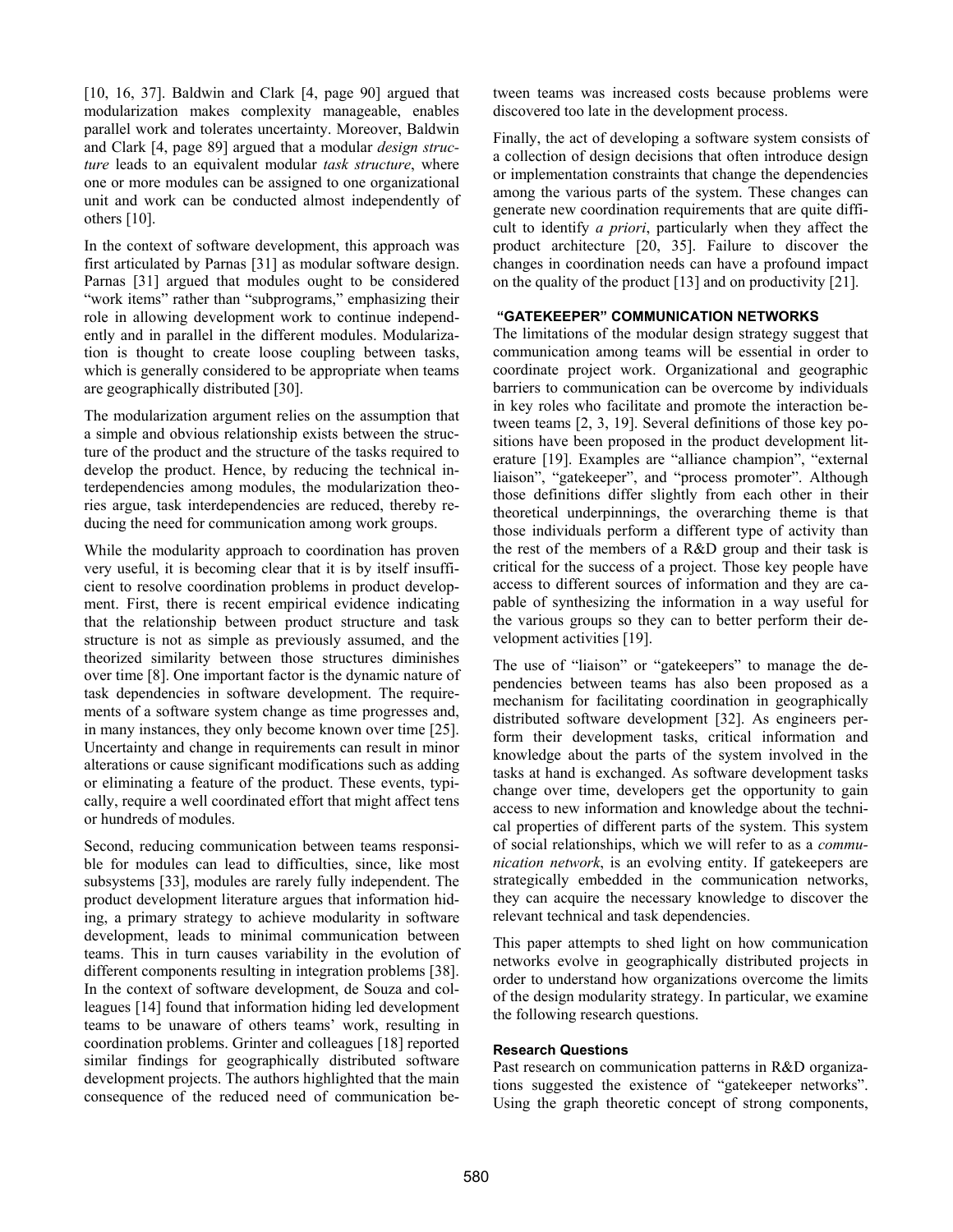[10, 16, 37]. Baldwin and Clark [4, page 90] argued that modularization makes complexity manageable, enables parallel work and tolerates uncertainty. Moreover, Baldwin and Clark [4, page 89] argued that a modular *design structure* leads to an equivalent modular *task structure*, where one or more modules can be assigned to one organizational unit and work can be conducted almost independently of others [10].

In the context of software development, this approach was first articulated by Parnas [31] as modular software design. Parnas [31] argued that modules ought to be considered "work items" rather than "subprograms," emphasizing their role in allowing development work to continue independently and in parallel in the different modules. Modularization is thought to create loose coupling between tasks, which is generally considered to be appropriate when teams are geographically distributed [30].

The modularization argument relies on the assumption that a simple and obvious relationship exists between the structure of the product and the structure of the tasks required to develop the product. Hence, by reducing the technical interdependencies among modules, the modularization theories argue, task interdependencies are reduced, thereby reducing the need for communication among work groups.

While the modularity approach to coordination has proven very useful, it is becoming clear that it is by itself insufficient to resolve coordination problems in product development. First, there is recent empirical evidence indicating that the relationship between product structure and task structure is not as simple as previously assumed, and the theorized similarity between those structures diminishes over time [8]. One important factor is the dynamic nature of task dependencies in software development. The requirements of a software system change as time progresses and, in many instances, they only become known over time [25]. Uncertainty and change in requirements can result in minor alterations or cause significant modifications such as adding or eliminating a feature of the product. These events, typically, require a well coordinated effort that might affect tens or hundreds of modules.

Second, reducing communication between teams responsible for modules can lead to difficulties, since, like most subsystems [33], modules are rarely fully independent. The product development literature argues that information hiding, a primary strategy to achieve modularity in software development, leads to minimal communication between teams. This in turn causes variability in the evolution of different components resulting in integration problems [38]. In the context of software development, de Souza and colleagues [14] found that information hiding led development teams to be unaware of others teams' work, resulting in coordination problems. Grinter and colleagues [18] reported similar findings for geographically distributed software development projects. The authors highlighted that the main consequence of the reduced need of communication between teams was increased costs because problems were discovered too late in the development process.

Finally, the act of developing a software system consists of a collection of design decisions that often introduce design or implementation constraints that change the dependencies among the various parts of the system. These changes can generate new coordination requirements that are quite difficult to identify *a priori*, particularly when they affect the product architecture [20, 35]. Failure to discover the changes in coordination needs can have a profound impact on the quality of the product [13] and on productivity [21].

## "GATEKEEPER" COMMUNICATION NETWORKS

The limitations of the modular design strategy suggest that communication among teams will be essential in order to coordinate project work. Organizational and geographic barriers to communication can be overcome by individuals in key roles who facilitate and promote the interaction between teams [2, 3, 19]. Several definitions of those key positions have been proposed in the product development literature [19]. Examples are "alliance champion", "external liaison", "gatekeeper", and "process promoter". Although those definitions differ slightly from each other in their theoretical underpinnings, the overarching theme is that those individuals perform a different type of activity than the rest of the members of a R&D group and their task is critical for the success of a project. Those key people have access to different sources of information and they are capable of synthesizing the information in a way useful for the various groups so they can to better perform their development activities [19].

The use of "liaison" or "gatekeepers" to manage the dependencies between teams has also been proposed as a mechanism for facilitating coordination in geographically distributed software development [32]. As engineers perform their development tasks, critical information and knowledge about the parts of the system involved in the tasks at hand is exchanged. As software development tasks change over time, developers get the opportunity to gain access to new information and knowledge about the technical properties of different parts of the system. This system of social relationships, which we will refer to as a *communication network*, is an evolving entity. If gatekeepers are strategically embedded in the communication networks, they can acquire the necessary knowledge to discover the relevant technical and task dependencies.

This paper attempts to shed light on how communication networks evolve in geographically distributed projects in order to understand how organizations overcome the limits of the design modularity strategy. In particular, we examine the following research questions.

### Research Questions

Past research on communication patterns in R&D organizations suggested the existence of "gatekeeper networks". Using the graph theoretic concept of strong components,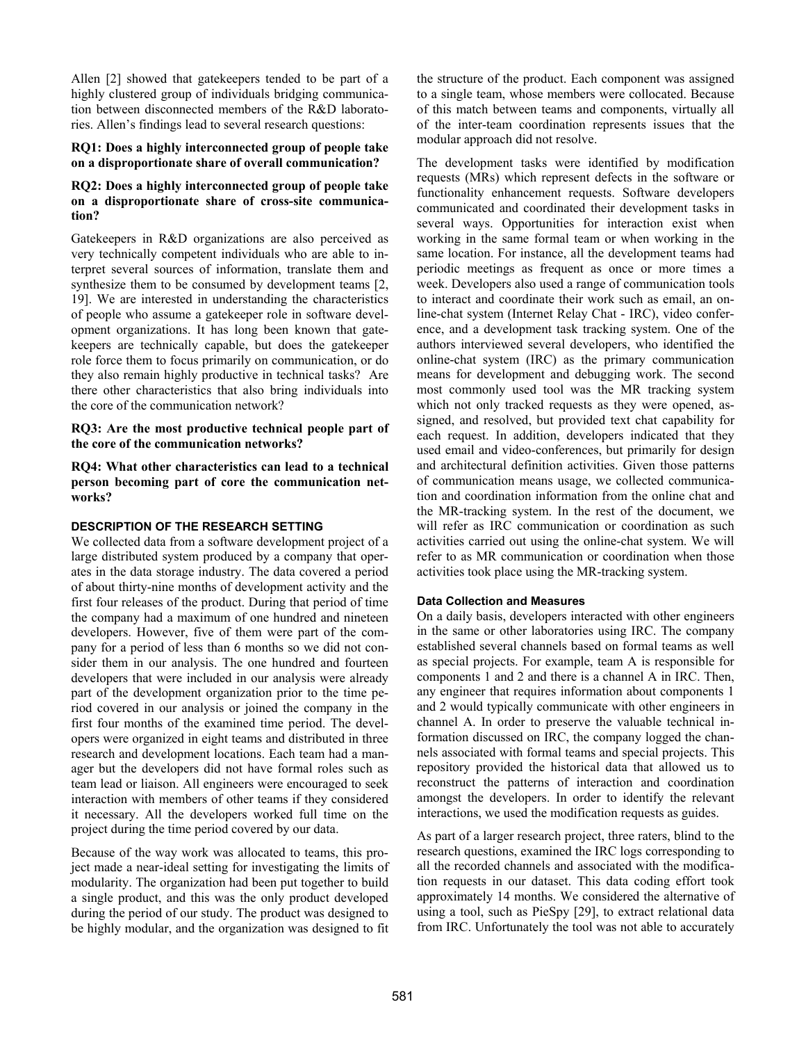Allen [2] showed that gatekeepers tended to be part of a highly clustered group of individuals bridging communication between disconnected members of the R&D laboratories. Allen's findings lead to several research questions:

**RQ1: Does a highly interconnected group of people take on a disproportionate share of overall communication?**

**RQ2: Does a highly interconnected group of people take on a disproportionate share of cross-site communication?**

Gatekeepers in R&D organizations are also perceived as very technically competent individuals who are able to interpret several sources of information, translate them and synthesize them to be consumed by development teams [2, 19]. We are interested in understanding the characteristics of people who assume a gatekeeper role in software development organizations. It has long been known that gatekeepers are technically capable, but does the gatekeeper role force them to focus primarily on communication, or do they also remain highly productive in technical tasks? Are there other characteristics that also bring individuals into the core of the communication network?

**RQ3: Are the most productive technical people part of the core of the communication networks?**

**RQ4: What other characteristics can lead to a technical person becoming part of core the communication networks?**

## DESCRIPTION OF THE RESEARCH SETTING

We collected data from a software development project of a large distributed system produced by a company that operates in the data storage industry. The data covered a period of about thirty-nine months of development activity and the first four releases of the product. During that period of time the company had a maximum of one hundred and nineteen developers. However, five of them were part of the company for a period of less than 6 months so we did not consider them in our analysis. The one hundred and fourteen developers that were included in our analysis were already part of the development organization prior to the time period covered in our analysis or joined the company in the first four months of the examined time period. The developers were organized in eight teams and distributed in three research and development locations. Each team had a manager but the developers did not have formal roles such as team lead or liaison. All engineers were encouraged to seek interaction with members of other teams if they considered it necessary. All the developers worked full time on the project during the time period covered by our data.

Because of the way work was allocated to teams, this project made a near-ideal setting for investigating the limits of modularity. The organization had been put together to build a single product, and this was the only product developed during the period of our study. The product was designed to be highly modular, and the organization was designed to fit the structure of the product. Each component was assigned to a single team, whose members were collocated. Because of this match between teams and components, virtually all of the inter-team coordination represents issues that the modular approach did not resolve.

The development tasks were identified by modification requests (MRs) which represent defects in the software or functionality enhancement requests. Software developers communicated and coordinated their development tasks in several ways. Opportunities for interaction exist when working in the same formal team or when working in the same location. For instance, all the development teams had periodic meetings as frequent as once or more times a week. Developers also used a range of communication tools to interact and coordinate their work such as email, an online-chat system (Internet Relay Chat - IRC), video conference, and a development task tracking system. One of the authors interviewed several developers, who identified the online-chat system (IRC) as the primary communication means for development and debugging work. The second most commonly used tool was the MR tracking system which not only tracked requests as they were opened, assigned, and resolved, but provided text chat capability for each request. In addition, developers indicated that they used email and video-conferences, but primarily for design and architectural definition activities. Given those patterns of communication means usage, we collected communication and coordination information from the online chat and the MR-tracking system. In the rest of the document, we will refer as IRC communication or coordination as such activities carried out using the online-chat system. We will refer to as MR communication or coordination when those activities took place using the MR-tracking system.

### Data Collection and Measures

On a daily basis, developers interacted with other engineers in the same or other laboratories using IRC. The company established several channels based on formal teams as well as special projects. For example, team A is responsible for components 1 and 2 and there is a channel A in IRC. Then, any engineer that requires information about components 1 and 2 would typically communicate with other engineers in channel A. In order to preserve the valuable technical information discussed on IRC, the company logged the channels associated with formal teams and special projects. This repository provided the historical data that allowed us to reconstruct the patterns of interaction and coordination amongst the developers. In order to identify the relevant interactions, we used the modification requests as guides.

As part of a larger research project, three raters, blind to the research questions, examined the IRC logs corresponding to all the recorded channels and associated with the modification requests in our dataset. This data coding effort took approximately 14 months. We considered the alternative of using a tool, such as PieSpy [29], to extract relational data from IRC. Unfortunately the tool was not able to accurately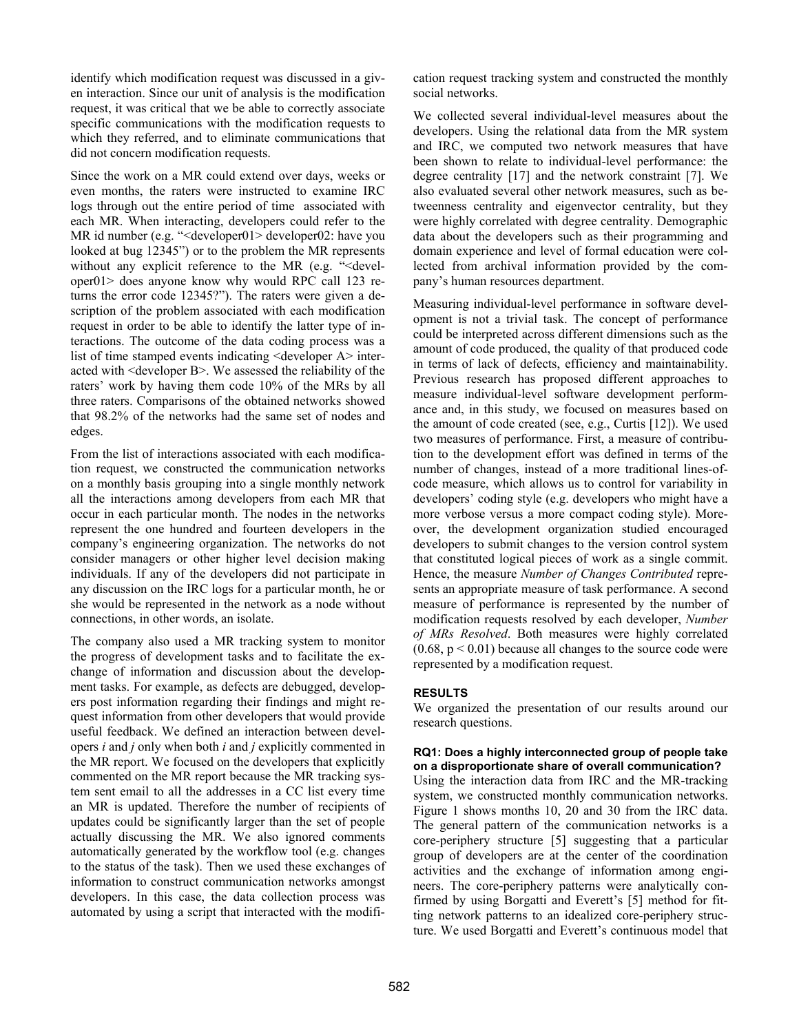identify which modification request was discussed in a given interaction. Since our unit of analysis is the modification request, it was critical that we be able to correctly associate specific communications with the modification requests to which they referred, and to eliminate communications that did not concern modification requests.

Since the work on a MR could extend over days, weeks or even months, the raters were instructed to examine IRC logs through out the entire period of time associated with each MR. When interacting, developers could refer to the MR id number (e.g. "<developer01> developer02: have you looked at bug 12345") or to the problem the MR represents without any explicit reference to the MR (e.g. "<developer01> does anyone know why would RPC call 123 returns the error code 12345?"). The raters were given a description of the problem associated with each modification request in order to be able to identify the latter type of interactions. The outcome of the data coding process was a list of time stamped events indicating <developer A> interacted with <developer B>. We assessed the reliability of the raters' work by having them code 10% of the MRs by all three raters. Comparisons of the obtained networks showed that 98.2% of the networks had the same set of nodes and edges.

From the list of interactions associated with each modification request, we constructed the communication networks on a monthly basis grouping into a single monthly network all the interactions among developers from each MR that occur in each particular month. The nodes in the networks represent the one hundred and fourteen developers in the company's engineering organization. The networks do not consider managers or other higher level decision making individuals. If any of the developers did not participate in any discussion on the IRC logs for a particular month, he or she would be represented in the network as a node without connections, in other words, an isolate.

The company also used a MR tracking system to monitor the progress of development tasks and to facilitate the exchange of information and discussion about the development tasks. For example, as defects are debugged, developers post information regarding their findings and might request information from other developers that would provide useful feedback. We defined an interaction between developers *i* and *j* only when both *i* and *j* explicitly commented in the MR report. We focused on the developers that explicitly commented on the MR report because the MR tracking system sent email to all the addresses in a CC list every time an MR is updated. Therefore the number of recipients of updates could be significantly larger than the set of people actually discussing the MR. We also ignored comments automatically generated by the workflow tool (e.g. changes to the status of the task). Then we used these exchanges of information to construct communication networks amongst developers. In this case, the data collection process was automated by using a script that interacted with the modification request tracking system and constructed the monthly social networks.

We collected several individual-level measures about the developers. Using the relational data from the MR system and IRC, we computed two network measures that have been shown to relate to individual-level performance: the degree centrality [17] and the network constraint [7]. We also evaluated several other network measures, such as betweenness centrality and eigenvector centrality, but they were highly correlated with degree centrality. Demographic data about the developers such as their programming and domain experience and level of formal education were collected from archival information provided by the company's human resources department.

Measuring individual-level performance in software development is not a trivial task. The concept of performance could be interpreted across different dimensions such as the amount of code produced, the quality of that produced code in terms of lack of defects, efficiency and maintainability. Previous research has proposed different approaches to measure individual-level software development performance and, in this study, we focused on measures based on the amount of code created (see, e.g., Curtis [12]). We used two measures of performance. First, a measure of contribution to the development effort was defined in terms of the number of changes, instead of a more traditional lines-of-code measure, which allows us to control for variability in developers' coding style (e.g. developers who might have a more verbose versus a more compact coding style). Moreover, the development organization studied encouraged developers to submit changes to the version control system that constituted logical pieces of work as a single commit. Hence, the measure *Number of Changes Contributed* represents an appropriate measure of task performance. A second measure of performance is represented by the number of modification requests resolved by each developer, *Number of MRs Resolved*. Both measures were highly correlated ($0.68$, $p < 0.01$) because all changes to the source code were represented by a modification request.

## RESULTS

We organized the presentation of our results around our research questions.

### RQ1: Does a highly interconnected group of people take on a disproportionate share of overall communication?

Using the interaction data from IRC and the MR-tracking system, we constructed monthly communication networks. Figure 1 shows months 10, 20 and 30 from the IRC data. The general pattern of the communication networks is a core-periphery structure [5] suggesting that a particular group of developers are at the center of the coordination activities and the exchange of information among engineers. The core-periphery patterns were analytically confirmed by using Borgatti and Everett's [5] method for fitting network patterns to an idealized core-periphery structure. We used Borgatti and Everett's continuous model that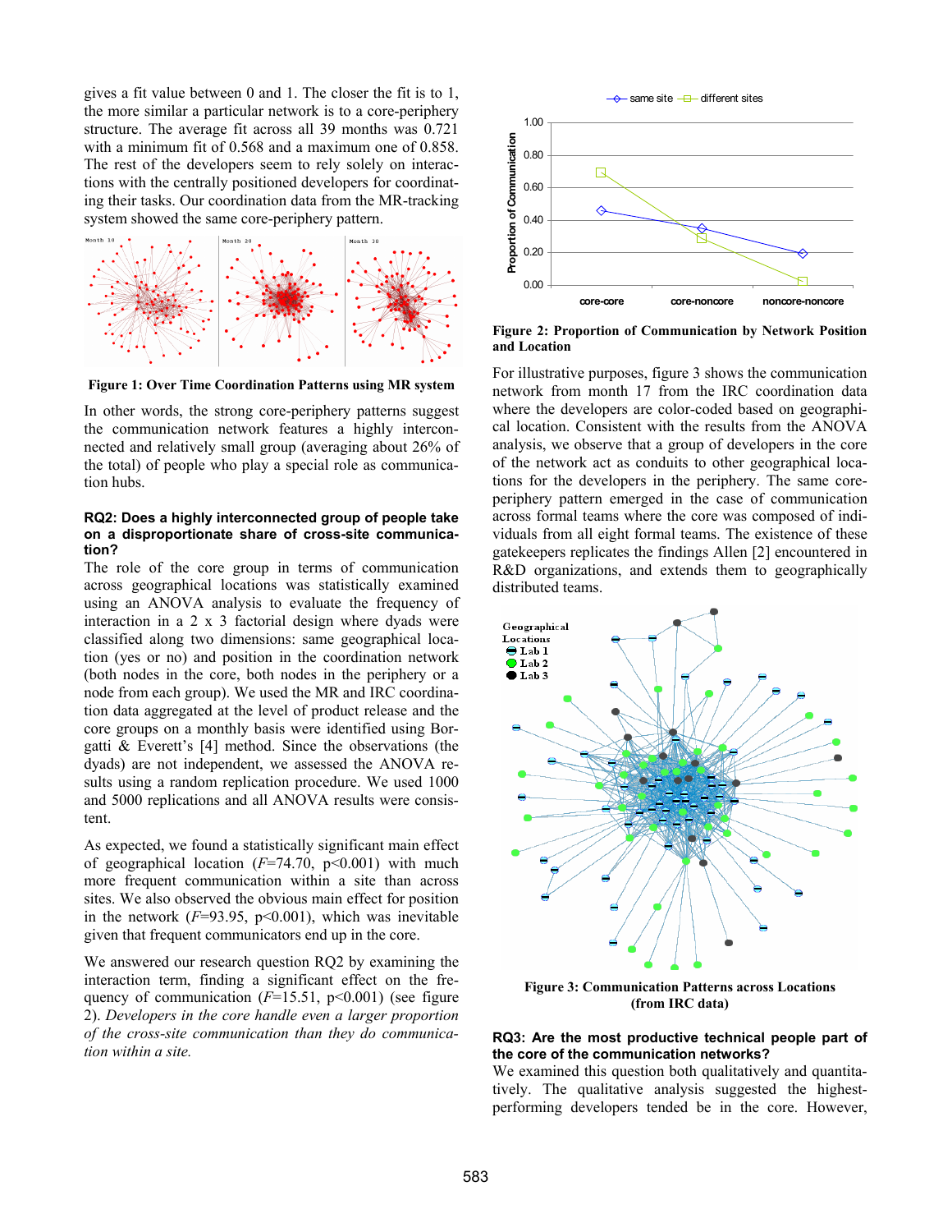gives a fit value between 0 and 1. The closer the fit is to 1, the more similar a particular network is to a core-periphery structure. The average fit across all 39 months was 0.721 with a minimum fit of 0.568 and a maximum one of 0.858. The rest of the developers seem to rely solely on interactions with the centrally positioned developers for coordinating their tasks. Our coordination data from the MR-tracking system showed the same core-periphery pattern.

**Figure 1: Over Time Coordination Patterns using MR system**

In other words, the strong core-periphery patterns suggest the communication network features a highly interconnected and relatively small group (averaging about 26% of the total) of people who play a special role as communication hubs.

### RQ2: Does a highly interconnected group of people take on a disproportionate share of cross-site communication?

The role of the core group in terms of communication across geographical locations was statistically examined using an ANOVA analysis to evaluate the frequency of interaction in a 2 x 3 factorial design where dyads were classified along two dimensions: same geographical location (yes or no) and position in the coordination network (both nodes in the core, both nodes in the periphery or a node from each group). We used the MR and IRC coordination data aggregated at the level of product release and the core groups on a monthly basis were identified using Borgatti & Everett's [4] method. Since the observations (the dyads) are not independent, we assessed the ANOVA results using a random replication procedure. We used 1000 and 5000 replications and all ANOVA results were consistent.

As expected, we found a statistically significant main effect of geographical location ($F$=74.70, $p$<0.001) with much more frequent communication within a site than across sites. We also observed the obvious main effect for position in the network ($F$=93.95, $p$<0.001), which was inevitable given that frequent communicators end up in the core.

We answered our research question RQ2 by examining the interaction term, finding a significant effect on the frequency of communication ($F$=15.51, $p$<0.001) (see figure 2). *Developers in the core handle even a larger proportion of the cross-site communication than they do communication within a site.*

**Figure 2: Proportion of Communication by Network Position and Location**

For illustrative purposes, figure 3 shows the communication network from month 17 from the IRC coordination data where the developers are color-coded based on geographical location. Consistent with the results from the ANOVA analysis, we observe that a group of developers in the core of the network act as conduits to other geographical locations for the developers in the periphery. The same core-periphery pattern emerged in the case of communication across formal teams where the core was composed of individuals from all eight formal teams. The existence of these gatekeepers replicates the findings Allen [2] encountered in R&D organizations, and extends them to geographically distributed teams.

**Figure 3: Communication Patterns across Locations (from IRC data)**

### RQ3: Are the most productive technical people part of the core of the communication networks?

We examined this question both qualitatively and quantitatively. The qualitative analysis suggested the highest-performing developers tended be in the core. However,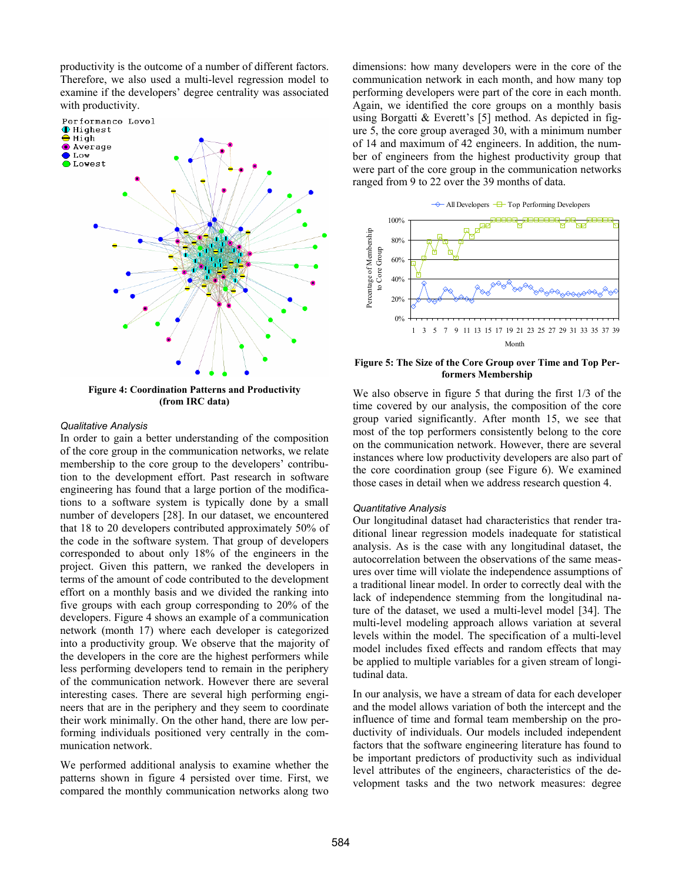productivity is the outcome of a number of different factors. Therefore, we also used a multi-level regression model to examine if the developers' degree centrality was associated with productivity.

**Figure 4: Coordination Patterns and Productivity (from IRC data)**

*Qualitative Analysis*

In order to gain a better understanding of the composition of the core group in the communication networks, we relate membership to the core group to the developers' contribution to the development effort. Past research in software engineering has found that a large portion of the modifications to a software system is typically done by a small number of developers [28]. In our dataset, we encountered that 18 to 20 developers contributed approximately 50% of the code in the software system. That group of developers corresponded to about only 18% of the engineers in the project. Given this pattern, we ranked the developers in terms of the amount of code contributed to the development effort on a monthly basis and we divided the ranking into five groups with each group corresponding to 20% of the developers. Figure 4 shows an example of a communication network (month 17) where each developer is categorized into a productivity group. We observe that the majority of the developers in the core are the highest performers while less performing developers tend to remain in the periphery of the communication network. However there are several interesting cases. There are several high performing engineers that are in the periphery and they seem to coordinate their work minimally. On the other hand, there are low performing individuals positioned very centrally in the communication network.

We performed additional analysis to examine whether the patterns shown in figure 4 persisted over time. First, we compared the monthly communication networks along two dimensions: how many developers were in the core of the communication network in each month, and how many top performing developers were part of the core in each month. Again, we identified the core groups on a monthly basis using Borgatti & Everett's [5] method. As depicted in figure 5, the core group averaged 30, with a minimum number of 14 and maximum of 42 engineers. In addition, the number of engineers from the highest productivity group that were part of the core group in the communication networks ranged from 9 to 22 over the 39 months of data.

**Figure 5: The Size of the Core Group over Time and Top Performers Membership**

We also observe in figure 5 that during the first 1/3 of the time covered by our analysis, the composition of the core group varied significantly. After month 15, we see that most of the top performers consistently belong to the core on the communication network. However, there are several instances where low productivity developers are also part of the core coordination group (see Figure 6). We examined those cases in detail when we address research question 4.

*Quantitative Analysis*

Our longitudinal dataset had characteristics that render traditional linear regression models inadequate for statistical analysis. As is the case with any longitudinal dataset, the autocorrelation between the observations of the same measures over time will violate the independence assumptions of a traditional linear model. In order to correctly deal with the lack of independence stemming from the longitudinal nature of the dataset, we used a multi-level model [34]. The multi-level modeling approach allows variation at several levels within the model. The specification of a multi-level model includes fixed effects and random effects that may be applied to multiple variables for a given stream of longitudinal data.

In our analysis, we have a stream of data for each developer and the model allows variation of both the intercept and the influence of time and formal team membership on the productivity of individuals. Our models included independent factors that the software engineering literature has found to be important predictors of productivity such as individual level attributes of the engineers, characteristics of the development tasks and the two network measures: degree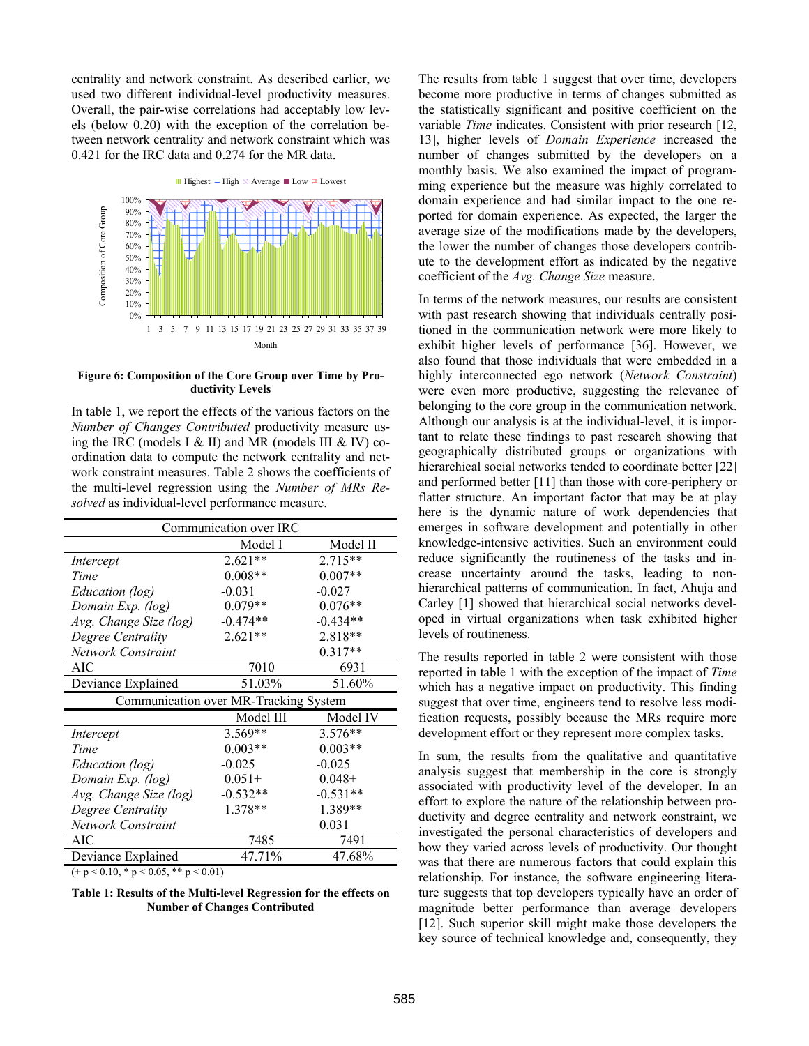centrality and network constraint. As described earlier, we used two different individual-level productivity measures. Overall, the pair-wise correlations had acceptably low levels (below 0.20) with the exception of the correlation between network centrality and network constraint which was 0.421 for the IRC data and 0.274 for the MR data.

**Figure 6: Composition of the Core Group over Time by Productivity Levels**

In table 1, we report the effects of the various factors on the *Number of Changes Contributed* productivity measure using the IRC (models I & II) and MR (models III & IV) coordination data to compute the network centrality and network constraint measures. Table 2 shows the coefficients of the multi-level regression using the *Number of MRs Resolved* as individual-level performance measure.

| Communication over IRC | | |
|---|---|---|
| | Model I | Model II |
| *Intercept* | 2.621** | 2.715** |
| *Time* | 0.008** | 0.007** |
| *Education (log)* | -0.031 | -0.027 |
| *Domain Exp. (log)* | 0.079** | 0.076** |
| *Avg. Change Size (log)* | -0.474** | -0.434** |
| *Degree Centrality* | 2.621** | 2.818** |
| *Network Constraint* | | 0.317** |
| AIC | 7010 | 6931 |
| Deviance Explained | 51.03% | 51.60% |
| **Communication over MR-Tracking System** | | |
| | Model III | Model IV |
| *Intercept* | 3.569** | 3.576** |
| *Time* | 0.003** | 0.003** |
| *Education (log)* | -0.025 | -0.025 |
| *Domain Exp. (log)* | 0.051+ | 0.048+ |
| *Avg. Change Size (log)* | -0.532** | -0.531** |
| *Degree Centrality* | 1.378** | 1.389** |
| *Network Constraint* | | 0.031 |
| AIC | 7485 | 7491 |
| Deviance Explained | 47.71% | 47.68% |

(+ $p < 0.10$, * $p < 0.05$, ** $p < 0.01$)

**Table 1: Results of the Multi-level Regression for the effects on Number of Changes Contributed**

The results from table 1 suggest that over time, developers become more productive in terms of changes submitted as the statistically significant and positive coefficient on the variable *Time* indicates. Consistent with prior research [12, 13], higher levels of *Domain Experience* increased the number of changes submitted by the developers on a monthly basis. We also examined the impact of programming experience but the measure was highly correlated to domain experience and had similar impact to the one reported for domain experience. As expected, the larger the average size of the modifications made by the developers, the lower the number of changes those developers contribute to the development effort as indicated by the negative coefficient of the *Avg. Change Size* measure.

In terms of the network measures, our results are consistent with past research showing that individuals centrally positioned in the communication network were more likely to exhibit higher levels of performance [36]. However, we also found that those individuals that were embedded in a highly interconnected ego network (*Network Constraint*) were even more productive, suggesting the relevance of belonging to the core group in the communication network. Although our analysis is at the individual-level, it is important to relate these findings to past research showing that geographically distributed groups or organizations with hierarchical social networks tended to coordinate better [22] and performed better [11] than those with core-periphery or flatter structure. An important factor that may be at play here is the dynamic nature of work dependencies that emerges in software development and potentially in other knowledge-intensive activities. Such an environment could reduce significantly the routineness of the tasks and increase uncertainty around the tasks, leading to non-hierarchical patterns of communication. In fact, Ahuja and Carley [1] showed that hierarchical social networks developed in virtual organizations when task exhibited higher levels of routineness.

The results reported in table 2 were consistent with those reported in table 1 with the exception of the impact of *Time* which has a negative impact on productivity. This finding suggest that over time, engineers tend to resolve less modification requests, possibly because the MRs require more development effort or they represent more complex tasks.

In sum, the results from the qualitative and quantitative analysis suggest that membership in the core is strongly associated with productivity level of the developer. In an effort to explore the nature of the relationship between productivity and degree centrality and network constraint, we investigated the personal characteristics of developers and how they varied across levels of productivity. Our thought was that there are numerous factors that could explain this relationship. For instance, the software engineering literature suggests that top developers typically have an order of magnitude better performance than average developers [12]. Such superior skill might make those developers the key source of technical knowledge and, consequently, they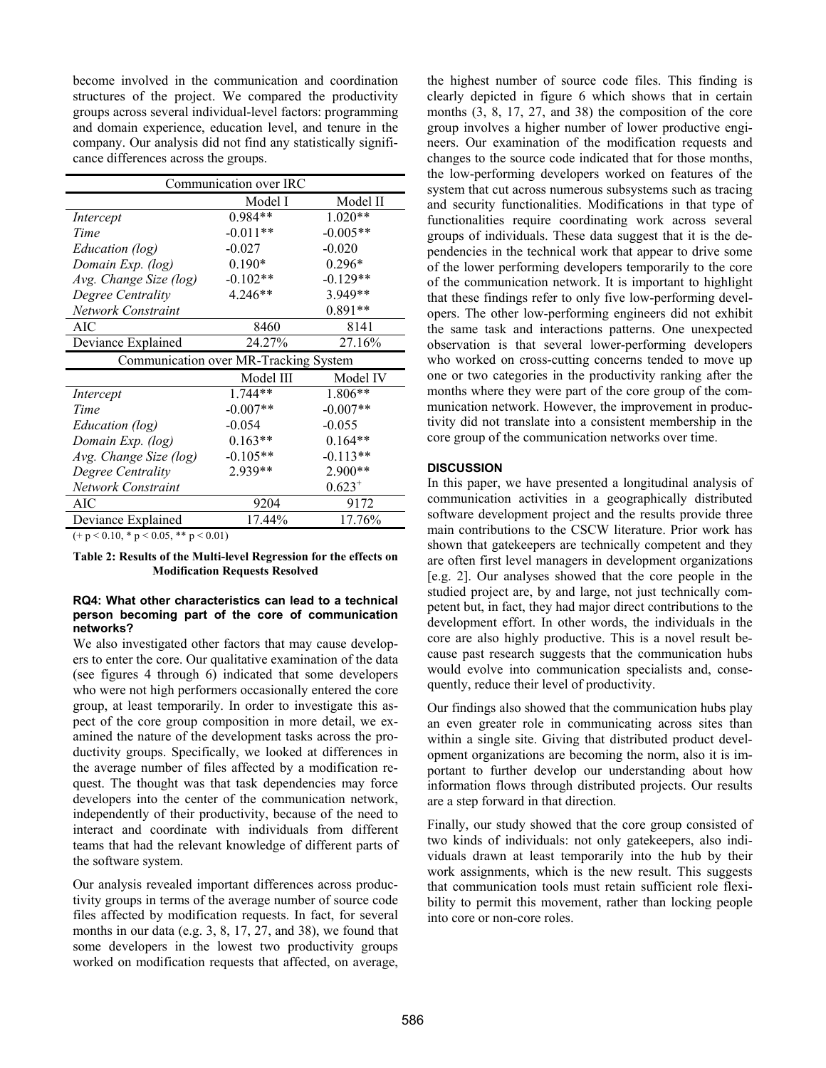become involved in the communication and coordination structures of the project. We compared the productivity groups across several individual-level factors: programming and domain experience, education level, and tenure in the company. Our analysis did not find any statistically significance differences across the groups.

| Communication over IRC | | |
|---|---|---|
| | Model I | Model II |
| *Intercept* | 0.984** | 1.020** |
| *Time* | -0.011** | -0.005** |
| *Education (log)* | -0.027 | -0.020 |
| *Domain Exp. (log)* | 0.190* | 0.296* |
| *Avg. Change Size (log)* | -0.102** | -0.129** |
| *Degree Centrality* | 4.246** | 3.949** |
| *Network Constraint* | | 0.891** |
| AIC | 8460 | 8141 |
| Deviance Explained | 24.27% | 27.16% |
| **Communication over MR-Tracking System** | | |
| | Model III | Model IV |
| *Intercept* | 1.744** | 1.806** |
| *Time* | -0.007** | -0.007** |
| *Education (log)* | -0.054 | -0.055 |
| *Domain Exp. (log)* | 0.163** | 0.164** |
| *Avg. Change Size (log)* | -0.105** | -0.113** |
| *Degree Centrality* | 2.939** | 2.900** |
| *Network Constraint* | | $0.623^{+}$ |
| AIC | 9204 | 9172 |
| Deviance Explained | 17.44% | 17.76% |

(+ $p < 0.10$, * $p < 0.05$, ** $p < 0.01$)

**Table 2: Results of the Multi-level Regression for the effects on Modification Requests Resolved**

#### RQ4: What other characteristics can lead to a technical person becoming part of the core of communication networks?

We also investigated other factors that may cause developers to enter the core. Our qualitative examination of the data (see figures 4 through 6) indicated that some developers who were not high performers occasionally entered the core group, at least temporarily. In order to investigate this aspect of the core group composition in more detail, we examined the nature of the development tasks across the productivity groups. Specifically, we looked at differences in the average number of files affected by a modification request. The thought was that task dependencies may force developers into the center of the communication network, independently of their productivity, because of the need to interact and coordinate with individuals from different teams that had the relevant knowledge of different parts of the software system.

Our analysis revealed important differences across productivity groups in terms of the average number of source code files affected by modification requests. In fact, for several months in our data (e.g. 3, 8, 17, 27, and 38), we found that some developers in the lowest two productivity groups worked on modification requests that affected, on average, the highest number of source code files. This finding is clearly depicted in figure 6 which shows that in certain months (3, 8, 17, 27, and 38) the composition of the core group involves a higher number of lower productive engineers. Our examination of the modification requests and changes to the source code indicated that for those months, the low-performing developers worked on features of the system that cut across numerous subsystems such as tracing and security functionalities. Modifications in that type of functionalities require coordinating work across several groups of individuals. These data suggest that it is the dependencies in the technical work that appear to drive some of the lower performing developers temporarily to the core of the communication network. It is important to highlight that these findings refer to only five low-performing developers. The other low-performing engineers did not exhibit the same task and interactions patterns. One unexpected observation is that several lower-performing developers who worked on cross-cutting concerns tended to move up one or two categories in the productivity ranking after the months where they were part of the core group of the communication network. However, the improvement in productivity did not translate into a consistent membership in the core group of the communication networks over time.

### DISCUSSION

In this paper, we have presented a longitudinal analysis of communication activities in a geographically distributed software development project and the results provide three main contributions to the CSCW literature. Prior work has shown that gatekeepers are technically competent and they are often first level managers in development organizations [e.g. 2]. Our analyses showed that the core people in the studied project are, by and large, not just technically competent but, in fact, they had major direct contributions to the development effort. In other words, the individuals in the core are also highly productive. This is a novel result because past research suggests that the communication hubs would evolve into communication specialists and, consequently, reduce their level of productivity.

Our findings also showed that the communication hubs play an even greater role in communicating across sites than within a single site. Giving that distributed product development organizations are becoming the norm, also it is important to further develop our understanding about how information flows through distributed projects. Our results are a step forward in that direction.

Finally, our study showed that the core group consisted of two kinds of individuals: not only gatekeepers, also individuals drawn at least temporarily into the hub by their work assignments, which is the new result. This suggests that communication tools must retain sufficient role flexibility to permit this movement, rather than locking people into core or non-core roles.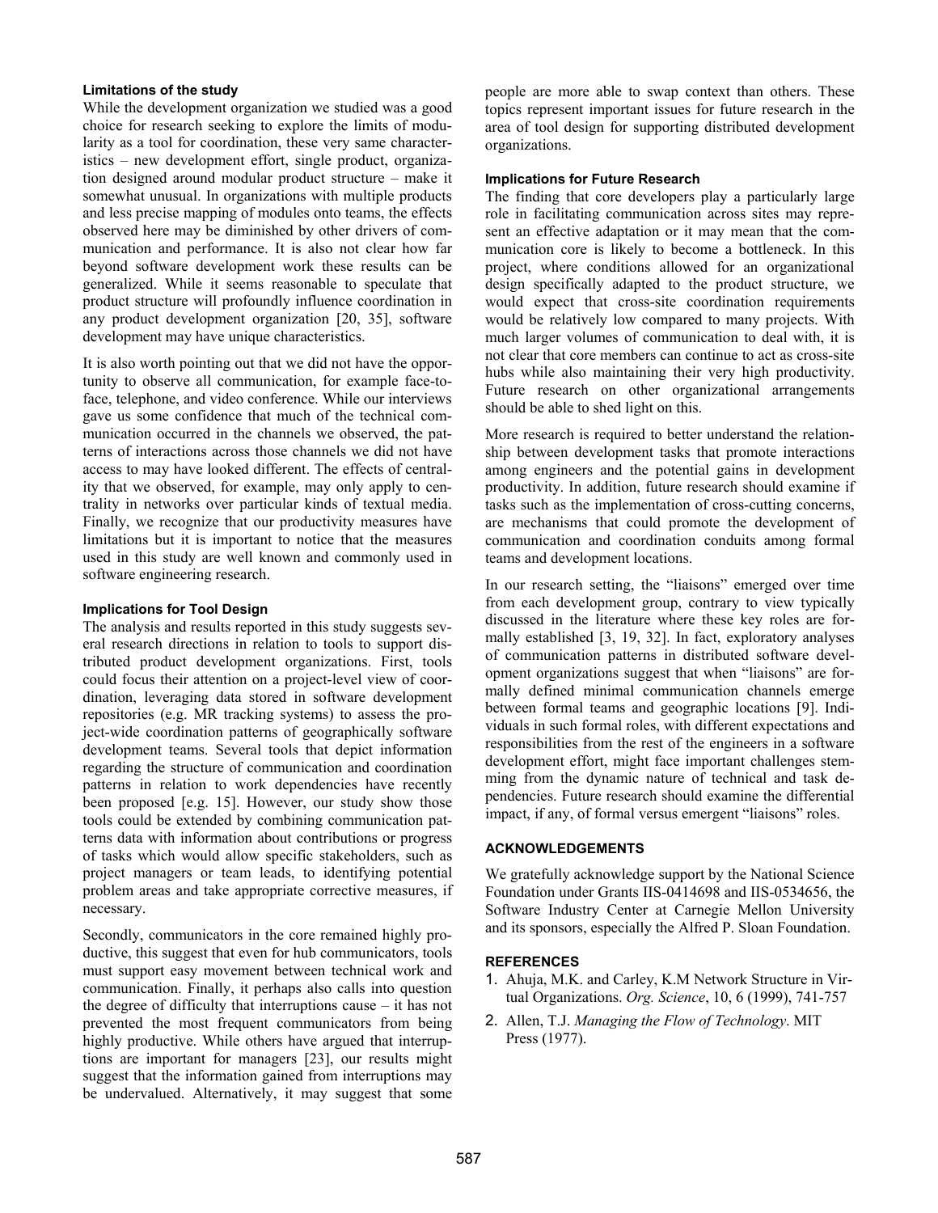### Limitations of the study

While the development organization we studied was a good choice for research seeking to explore the limits of modularity as a tool for coordination, these very same characteristics – new development effort, single product, organization designed around modular product structure – make it somewhat unusual. In organizations with multiple products and less precise mapping of modules onto teams, the effects observed here may be diminished by other drivers of communication and performance. It is also not clear how far beyond software development work these results can be generalized. While it seems reasonable to speculate that product structure will profoundly influence coordination in any product development organization [20, 35], software development may have unique characteristics.

It is also worth pointing out that we did not have the opportunity to observe all communication, for example face-to-face, telephone, and video conference. While our interviews gave us some confidence that much of the technical communication occurred in the channels we observed, the patterns of interactions across those channels we did not have access to may have looked different. The effects of centrality that we observed, for example, may only apply to centrality in networks over particular kinds of textual media. Finally, we recognize that our productivity measures have limitations but it is important to notice that the measures used in this study are well known and commonly used in software engineering research.

### Implications for Tool Design

The analysis and results reported in this study suggests several research directions in relation to tools to support distributed product development organizations. First, tools could focus their attention on a project-level view of coordination, leveraging data stored in software development repositories (e.g. MR tracking systems) to assess the project-wide coordination patterns of geographically software development teams. Several tools that depict information regarding the structure of communication and coordination patterns in relation to work dependencies have recently been proposed [e.g. 15]. However, our study show those tools could be extended by combining communication patterns data with information about contributions or progress of tasks which would allow specific stakeholders, such as project managers or team leads, to identifying potential problem areas and take appropriate corrective measures, if necessary.

Secondly, communicators in the core remained highly productive, this suggest that even for hub communicators, tools must support easy movement between technical work and communication. Finally, it perhaps also calls into question the degree of difficulty that interruptions cause – it has not prevented the most frequent communicators from being highly productive. While others have argued that interruptions are important for managers [23], our results might suggest that the information gained from interruptions may be undervalued. Alternatively, it may suggest that some people are more able to swap context than others. These topics represent important issues for future research in the area of tool design for supporting distributed development organizations.

### Implications for Future Research

The finding that core developers play a particularly large role in facilitating communication across sites may represent an effective adaptation or it may mean that the communication core is likely to become a bottleneck. In this project, where conditions allowed for an organizational design specifically adapted to the product structure, we would expect that cross-site coordination requirements would be relatively low compared to many projects. With much larger volumes of communication to deal with, it is not clear that core members can continue to act as cross-site hubs while also maintaining their very high productivity. Future research on other organizational arrangements should be able to shed light on this.

More research is required to better understand the relationship between development tasks that promote interactions among engineers and the potential gains in development productivity. In addition, future research should examine if tasks such as the implementation of cross-cutting concerns, are mechanisms that could promote the development of communication and coordination conduits among formal teams and development locations.

In our research setting, the "liaisons" emerged over time from each development group, contrary to view typically discussed in the literature where these key roles are formally established [3, 19, 32]. In fact, exploratory analyses of communication patterns in distributed software development organizations suggest that when "liaisons" are formally defined minimal communication channels emerge between formal teams and geographic locations [9]. Individuals in such formal roles, with different expectations and responsibilities from the rest of the engineers in a software development effort, might face important challenges stemming from the dynamic nature of technical and task dependencies. Future research should examine the differential impact, if any, of formal versus emergent "liaisons" roles.

## ACKNOWLEDGEMENTS

We gratefully acknowledge support by the National Science Foundation under Grants IIS-0414698 and IIS-0534656, the Software Industry Center at Carnegie Mellon University and its sponsors, especially the Alfred P. Sloan Foundation.

## REFERENCES

1. Ahuja, M.K. and Carley, K.M Network Structure in Virtual Organizations. *Org. Science*, 10, 6 (1999), 741-757
2. Allen, T.J. *Managing the Flow of Technology*. MIT Press (1977).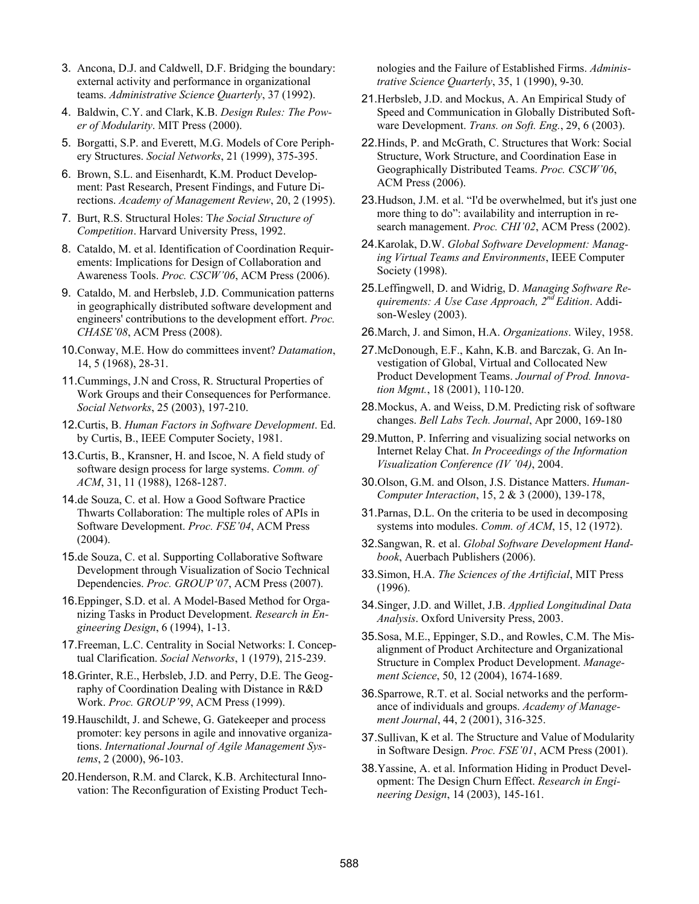3. Ancona, D.J. and Caldwell, D.F. Bridging the boundary: external activity and performance in organizational teams. *Administrative Science Quarterly*, 37 (1992).
4. Baldwin, C.Y. and Clark, K.B. *Design Rules: The Power of Modularity*. MIT Press (2000).
5. Borgatti, S.P. and Everett, M.G. Models of Core Periphery Structures. *Social Networks*, 21 (1999), 375-395.
6. Brown, S.L. and Eisenhardt, K.M. Product Development: Past Research, Present Findings, and Future Directions. *Academy of Management Review*, 20, 2 (1995).
7. Burt, R.S. Structural Holes: T*he Social Structure of Competition*. Harvard University Press, 1992.
8. Cataldo, M. et al. Identification of Coordination Requirements: Implications for Design of Collaboration and Awareness Tools. *Proc. CSCW'06*, ACM Press (2006).
9. Cataldo, M. and Herbsleb, J.D. Communication patterns in geographically distributed software development and engineers' contributions to the development effort. *Proc. CHASE'08*, ACM Press (2008).
10. Conway, M.E. How do committees invent? *Datamation*, 14, 5 (1968), 28-31.
11. Cummings, J.N and Cross, R. Structural Properties of Work Groups and their Consequences for Performance. *Social Networks*, 25 (2003), 197-210.
12. Curtis, B. *Human Factors in Software Development*. Ed. by Curtis, B., IEEE Computer Society, 1981.
13. Curtis, B., Kransner, H. and Iscoe, N. A field study of software design process for large systems. *Comm. of ACM*, 31, 11 (1988), 1268-1287.
14. de Souza, C. et al. How a Good Software Practice Thwarts Collaboration: The multiple roles of APIs in Software Development. *Proc. FSE'04*, ACM Press (2004).
15. de Souza, C. et al. Supporting Collaborative Software Development through Visualization of Socio Technical Dependencies. *Proc. GROUP'07*, ACM Press (2007).
16. Eppinger, S.D. et al. A Model-Based Method for Organizing Tasks in Product Development. *Research in Engineering Design*, 6 (1994), 1-13.
17. Freeman, L.C. Centrality in Social Networks: I. Conceptual Clarification. *Social Networks*, 1 (1979), 215-239.
18. Grinter, R.E., Herbsleb, J.D. and Perry, D.E. The Geography of Coordination Dealing with Distance in R&D Work. *Proc. GROUP'99*, ACM Press (1999).
19. Hauschildt, J. and Schewe, G. Gatekeeper and process promoter: key persons in agile and innovative organizations. *International Journal of Agile Management Systems*, 2 (2000), 96-103.
20. Henderson, R.M. and Clarck, K.B. Architectural Innovation: The Reconfiguration of Existing Product Technologies and the Failure of Established Firms. *Administrative Science Quarterly*, 35, 1 (1990), 9-30.
21. Herbsleb, J.D. and Mockus, A. An Empirical Study of Speed and Communication in Globally Distributed Software Development. *Trans. on Soft. Eng.*, 29, 6 (2003).
22. Hinds, P. and McGrath, C. Structures that Work: Social Structure, Work Structure, and Coordination Ease in Geographically Distributed Teams. *Proc. CSCW'06*, ACM Press (2006).
23. Hudson, J.M. et al. "I'd be overwhelmed, but it's just one more thing to do": availability and interruption in research management. *Proc. CHI'02*, ACM Press (2002).
24. Karolak, D.W. *Global Software Development: Managing Virtual Teams and Environments*, IEEE Computer Society (1998).
25. Leffingwell, D. and Widrig, D. *Managing Software Requirements: A Use Case Approach, 2nd Edition*. Addison-Wesley (2003).
26. March, J. and Simon, H.A. *Organizations*. Wiley, 1958.
27. McDonough, E.F., Kahn, K.B. and Barczak, G. An Investigation of Global, Virtual and Collocated New Product Development Teams. *Journal of Prod. Innovation Mgmt.*, 18 (2001), 110-120.
28. Mockus, A. and Weiss, D.M. Predicting risk of software changes. *Bell Labs Tech. Journal*, Apr 2000, 169-180
29. Mutton, P. Inferring and visualizing social networks on Internet Relay Chat. *In Proceedings of the Information Visualization Conference (IV '04)*, 2004.
30. Olson, G.M. and Olson, J.S. Distance Matters. *Human-Computer Interaction*, 15, 2 & 3 (2000), 139-178,
31. Parnas, D.L. On the criteria to be used in decomposing systems into modules. *Comm. of ACM*, 15, 12 (1972).
32. Sangwan, R. et al. *Global Software Development Handbook*, Auerbach Publishers (2006).
33. Simon, H.A. *The Sciences of the Artificial*, MIT Press (1996).
34. Singer, J.D. and Willet, J.B. *Applied Longitudinal Data Analysis*. Oxford University Press, 2003.
35. Sosa, M.E., Eppinger, S.D., and Rowles, C.M. The Misalignment of Product Architecture and Organizational Structure in Complex Product Development. *Management Science*, 50, 12 (2004), 1674-1689.
36. Sparrowe, R.T. et al. Social networks and the performance of individuals and groups. *Academy of Management Journal*, 44, 2 (2001), 316-325.
37. Sullivan, K et al. The Structure and Value of Modularity in Software Design. *Proc. FSE'01*, ACM Press (2001).
38. Yassine, A. et al. Information Hiding in Product Development: The Design Churn Effect. *Research in Engineering Design*, 14 (2003), 145-161.